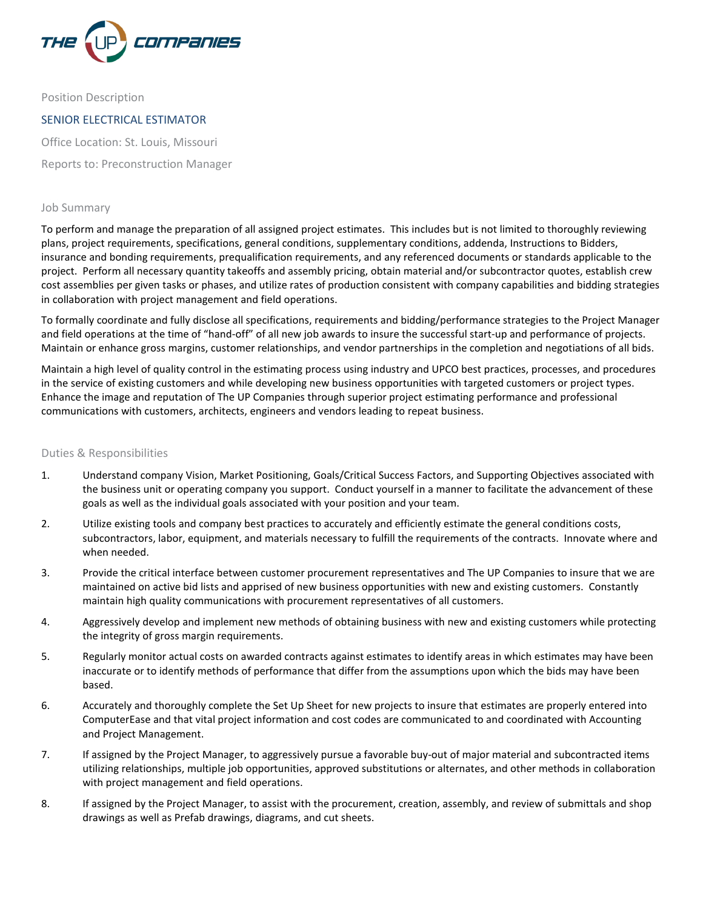THE UP COMPANIES

Position Description

# SENIOR ELECTRICAL ESTIMATOR

Office Location: St. Louis, Missouri

Reports to: Preconstruction Manager

## Job Summary

To perform and manage the preparation of all assigned project estimates. This includes but is not limited to thoroughly reviewing plans, project requirements, specifications, general conditions, supplementary conditions, addenda, Instructions to Bidders, insurance and bonding requirements, prequalification requirements, and any referenced documents or standards applicable to the project. Perform all necessary quantity takeoffs and assembly pricing, obtain material and/or subcontractor quotes, establish crew cost assemblies per given tasks or phases, and utilize rates of production consistent with company capabilities and bidding strategies in collaboration with project management and field operations.

To formally coordinate and fully disclose all specifications, requirements and bidding/performance strategies to the Project Manager and field operations at the time of "hand-off" of all new job awards to insure the successful start-up and performance of projects. Maintain or enhance gross margins, customer relationships, and vendor partnerships in the completion and negotiations of all bids.

Maintain a high level of quality control in the estimating process using industry and UPCO best practices, processes, and procedures in the service of existing customers and while developing new business opportunities with targeted customers or project types. Enhance the image and reputation of The UP Companies through superior project estimating performance and professional communications with customers, architects, engineers and vendors leading to repeat business.

## Duties & Responsibilities

1. Understand company Vision, Market Positioning, Goals/Critical Success Factors, and Supporting Objectives associated with the business unit or operating company you support. Conduct yourself in a manner to facilitate the advancement of these goals as well as the individual goals associated with your position and your team.
2. Utilize existing tools and company best practices to accurately and efficiently estimate the general conditions costs, subcontractors, labor, equipment, and materials necessary to fulfill the requirements of the contracts. Innovate where and when needed.
3. Provide the critical interface between customer procurement representatives and The UP Companies to insure that we are maintained on active bid lists and apprised of new business opportunities with new and existing customers. Constantly maintain high quality communications with procurement representatives of all customers.
4. Aggressively develop and implement new methods of obtaining business with new and existing customers while protecting the integrity of gross margin requirements.
5. Regularly monitor actual costs on awarded contracts against estimates to identify areas in which estimates may have been inaccurate or to identify methods of performance that differ from the assumptions upon which the bids may have been based.
6. Accurately and thoroughly complete the Set Up Sheet for new projects to insure that estimates are properly entered into ComputerEase and that vital project information and cost codes are communicated to and coordinated with Accounting and Project Management.
7. If assigned by the Project Manager, to aggressively pursue a favorable buy-out of major material and subcontracted items utilizing relationships, multiple job opportunities, approved substitutions or alternates, and other methods in collaboration with project management and field operations.
8. If assigned by the Project Manager, to assist with the procurement, creation, assembly, and review of submittals and shop drawings as well as Prefab drawings, diagrams, and cut sheets.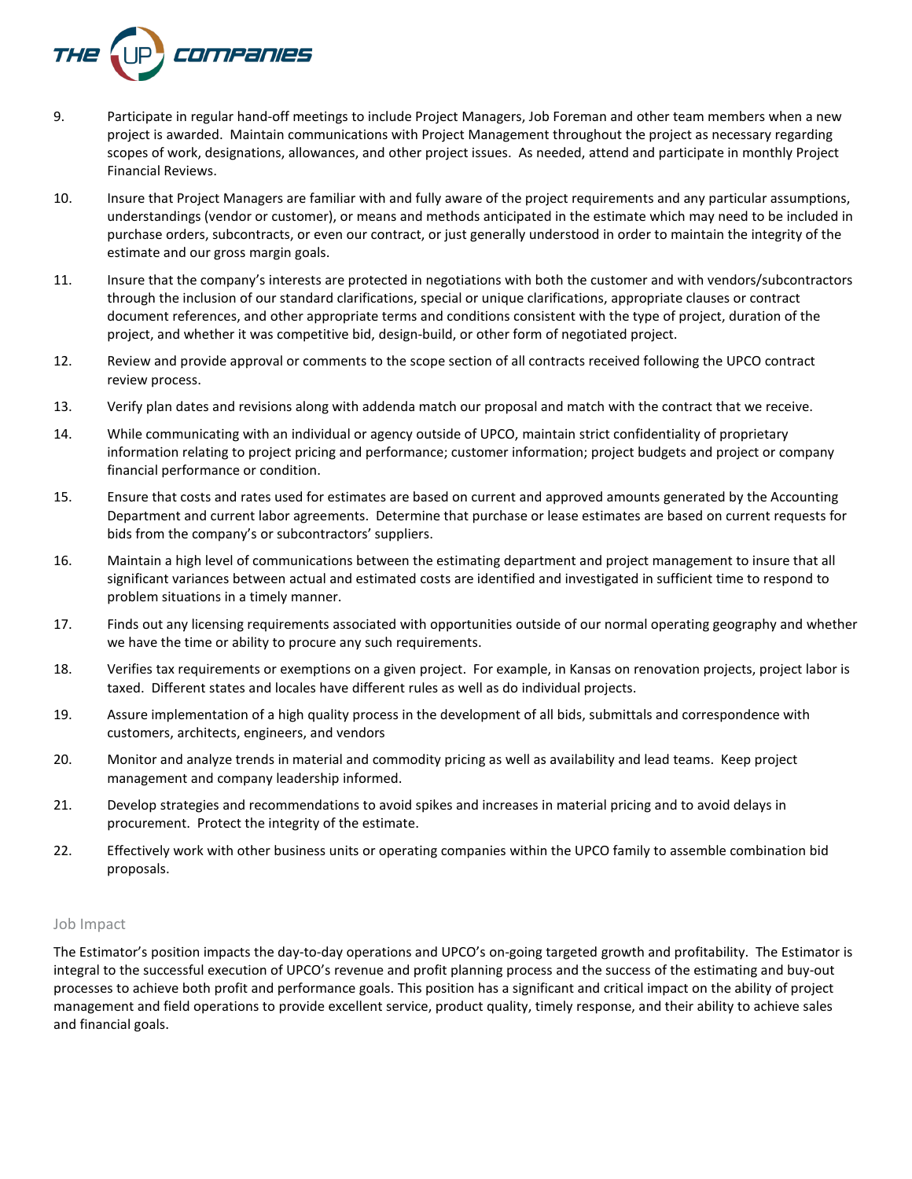9. Participate in regular hand-off meetings to include Project Managers, Job Foreman and other team members when a new project is awarded. Maintain communications with Project Management throughout the project as necessary regarding scopes of work, designations, allowances, and other project issues. As needed, attend and participate in monthly Project Financial Reviews.

10. Insure that Project Managers are familiar with and fully aware of the project requirements and any particular assumptions, understandings (vendor or customer), or means and methods anticipated in the estimate which may need to be included in purchase orders, subcontracts, or even our contract, or just generally understood in order to maintain the integrity of the estimate and our gross margin goals.

11. Insure that the company's interests are protected in negotiations with both the customer and with vendors/subcontractors through the inclusion of our standard clarifications, special or unique clarifications, appropriate clauses or contract document references, and other appropriate terms and conditions consistent with the type of project, duration of the project, and whether it was competitive bid, design-build, or other form of negotiated project.

12. Review and provide approval or comments to the scope section of all contracts received following the UPCO contract review process.

13. Verify plan dates and revisions along with addenda match our proposal and match with the contract that we receive.

14. While communicating with an individual or agency outside of UPCO, maintain strict confidentiality of proprietary information relating to project pricing and performance; customer information; project budgets and project or company financial performance or condition.

15. Ensure that costs and rates used for estimates are based on current and approved amounts generated by the Accounting Department and current labor agreements. Determine that purchase or lease estimates are based on current requests for bids from the company's or subcontractors' suppliers.

16. Maintain a high level of communications between the estimating department and project management to insure that all significant variances between actual and estimated costs are identified and investigated in sufficient time to respond to problem situations in a timely manner.

17. Finds out any licensing requirements associated with opportunities outside of our normal operating geography and whether we have the time or ability to procure any such requirements.

18. Verifies tax requirements or exemptions on a given project. For example, in Kansas on renovation projects, project labor is taxed. Different states and locales have different rules as well as do individual projects.

19. Assure implementation of a high quality process in the development of all bids, submittals and correspondence with customers, architects, engineers, and vendors

20. Monitor and analyze trends in material and commodity pricing as well as availability and lead teams. Keep project management and company leadership informed.

21. Develop strategies and recommendations to avoid spikes and increases in material pricing and to avoid delays in procurement. Protect the integrity of the estimate.

22. Effectively work with other business units or operating companies within the UPCO family to assemble combination bid proposals.

## Job Impact

The Estimator's position impacts the day-to-day operations and UPCO's on-going targeted growth and profitability. The Estimator is integral to the successful execution of UPCO's revenue and profit planning process and the success of the estimating and buy-out processes to achieve both profit and performance goals. This position has a significant and critical impact on the ability of project management and field operations to provide excellent service, product quality, timely response, and their ability to achieve sales and financial goals.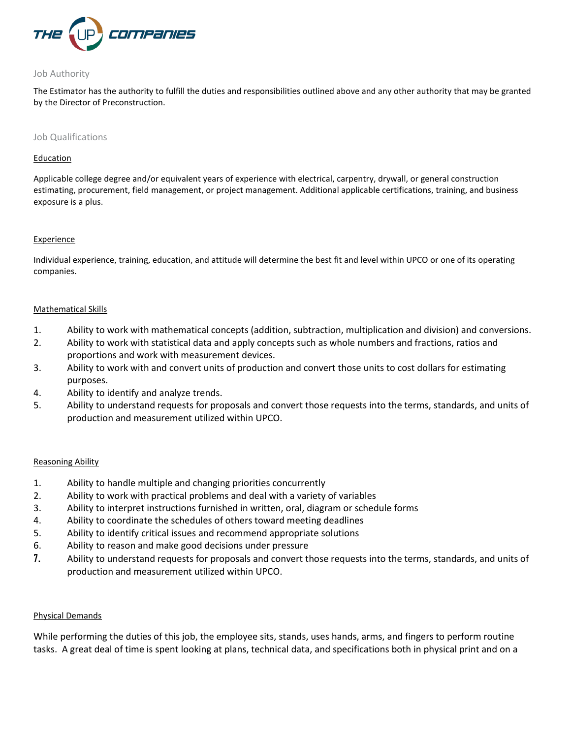## Job Authority

The Estimator has the authority to fulfill the duties and responsibilities outlined above and any other authority that may be granted by the Director of Preconstruction.

## Job Qualifications

### Education

Applicable college degree and/or equivalent years of experience with electrical, carpentry, drywall, or general construction estimating, procurement, field management, or project management. Additional applicable certifications, training, and business exposure is a plus.

### Experience

Individual experience, training, education, and attitude will determine the best fit and level within UPCO or one of its operating companies.

### Mathematical Skills

1. Ability to work with mathematical concepts (addition, subtraction, multiplication and division) and conversions.
2. Ability to work with statistical data and apply concepts such as whole numbers and fractions, ratios and proportions and work with measurement devices.
3. Ability to work with and convert units of production and convert those units to cost dollars for estimating purposes.
4. Ability to identify and analyze trends.
5. Ability to understand requests for proposals and convert those requests into the terms, standards, and units of production and measurement utilized within UPCO.

### Reasoning Ability

1. Ability to handle multiple and changing priorities concurrently
2. Ability to work with practical problems and deal with a variety of variables
3. Ability to interpret instructions furnished in written, oral, diagram or schedule forms
4. Ability to coordinate the schedules of others toward meeting deadlines
5. Ability to identify critical issues and recommend appropriate solutions
6. Ability to reason and make good decisions under pressure
7. Ability to understand requests for proposals and convert those requests into the terms, standards, and units of production and measurement utilized within UPCO.

### Physical Demands

While performing the duties of this job, the employee sits, stands, uses hands, arms, and fingers to perform routine tasks. A great deal of time is spent looking at plans, technical data, and specifications both in physical print and on a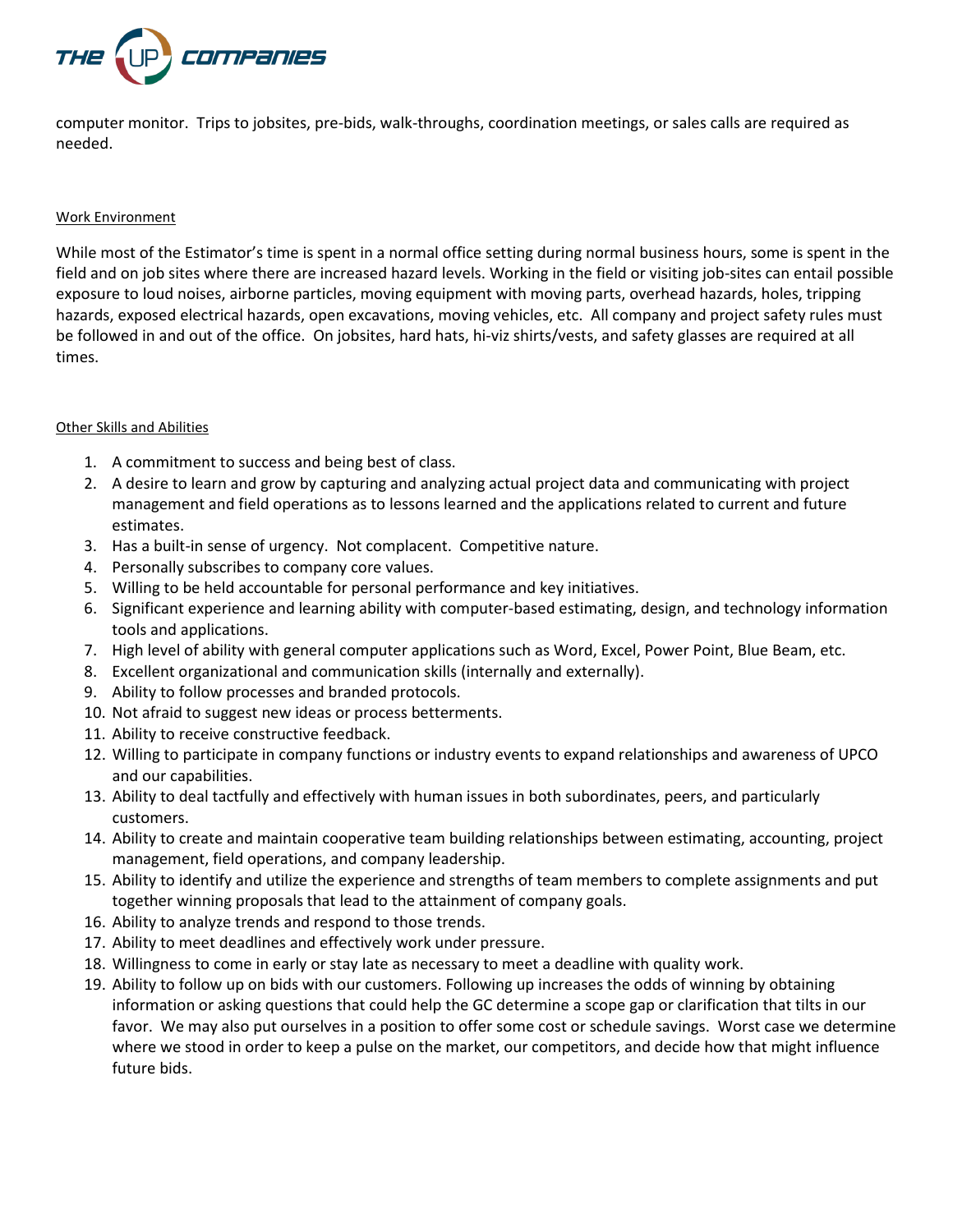computer monitor. Trips to jobsites, pre-bids, walk-throughs, coordination meetings, or sales calls are required as needed.

## Work Environment

While most of the Estimator's time is spent in a normal office setting during normal business hours, some is spent in the field and on job sites where there are increased hazard levels. Working in the field or visiting job-sites can entail possible exposure to loud noises, airborne particles, moving equipment with moving parts, overhead hazards, holes, tripping hazards, exposed electrical hazards, open excavations, moving vehicles, etc. All company and project safety rules must be followed in and out of the office. On jobsites, hard hats, hi-viz shirts/vests, and safety glasses are required at all times.

## Other Skills and Abilities

1. A commitment to success and being best of class.
2. A desire to learn and grow by capturing and analyzing actual project data and communicating with project management and field operations as to lessons learned and the applications related to current and future estimates.
3. Has a built-in sense of urgency. Not complacent. Competitive nature.
4. Personally subscribes to company core values.
5. Willing to be held accountable for personal performance and key initiatives.
6. Significant experience and learning ability with computer-based estimating, design, and technology information tools and applications.
7. High level of ability with general computer applications such as Word, Excel, Power Point, Blue Beam, etc.
8. Excellent organizational and communication skills (internally and externally).
9. Ability to follow processes and branded protocols.
10. Not afraid to suggest new ideas or process betterments.
11. Ability to receive constructive feedback.
12. Willing to participate in company functions or industry events to expand relationships and awareness of UPCO and our capabilities.
13. Ability to deal tactfully and effectively with human issues in both subordinates, peers, and particularly customers.
14. Ability to create and maintain cooperative team building relationships between estimating, accounting, project management, field operations, and company leadership.
15. Ability to identify and utilize the experience and strengths of team members to complete assignments and put together winning proposals that lead to the attainment of company goals.
16. Ability to analyze trends and respond to those trends.
17. Ability to meet deadlines and effectively work under pressure.
18. Willingness to come in early or stay late as necessary to meet a deadline with quality work.
19. Ability to follow up on bids with our customers. Following up increases the odds of winning by obtaining information or asking questions that could help the GC determine a scope gap or clarification that tilts in our favor. We may also put ourselves in a position to offer some cost or schedule savings. Worst case we determine where we stood in order to keep a pulse on the market, our competitors, and decide how that might influence future bids.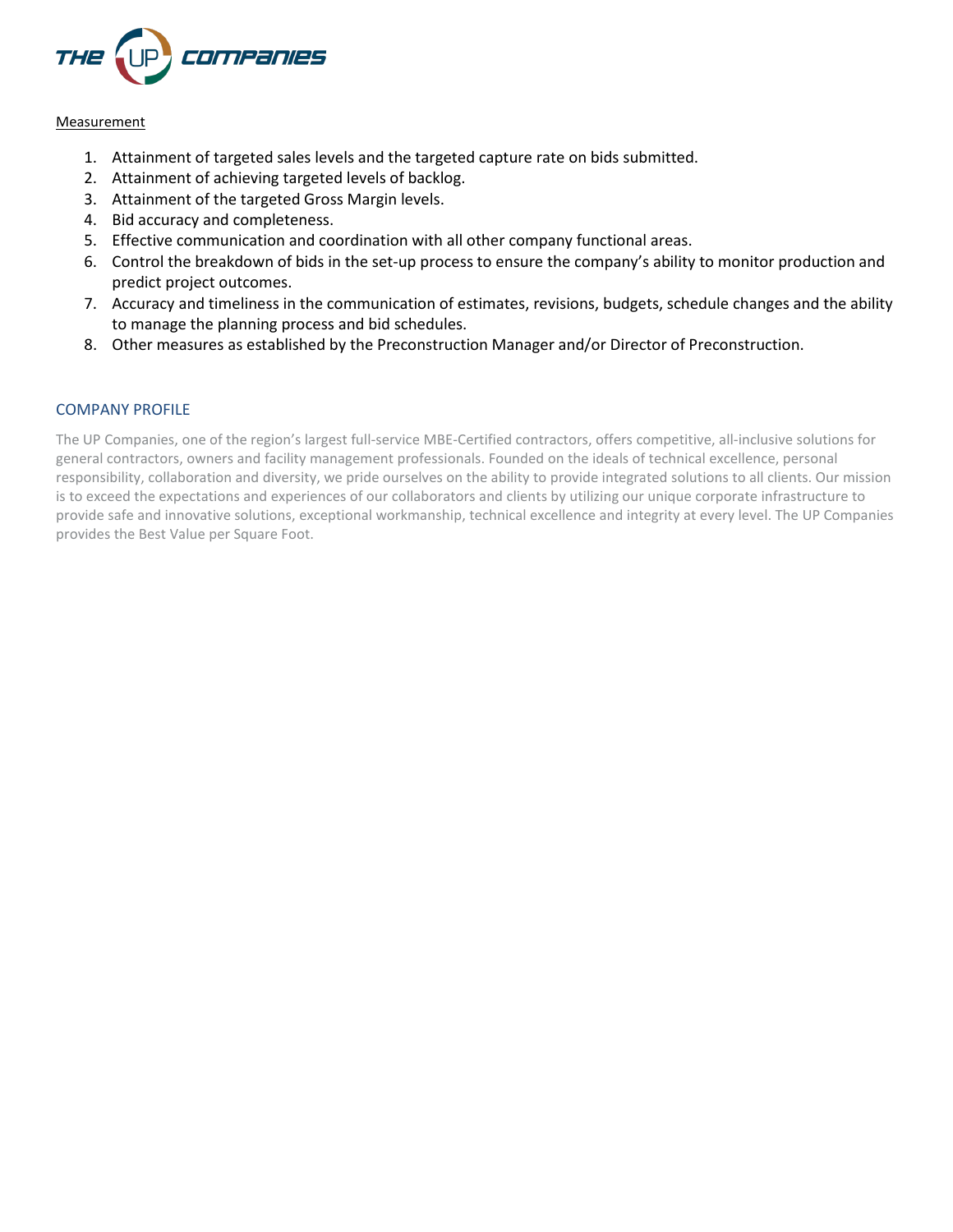Measurement

1. Attainment of targeted sales levels and the targeted capture rate on bids submitted.
2. Attainment of achieving targeted levels of backlog.
3. Attainment of the targeted Gross Margin levels.
4. Bid accuracy and completeness.
5. Effective communication and coordination with all other company functional areas.
6. Control the breakdown of bids in the set-up process to ensure the company's ability to monitor production and predict project outcomes.
7. Accuracy and timeliness in the communication of estimates, revisions, budgets, schedule changes and the ability to manage the planning process and bid schedules.
8. Other measures as established by the Preconstruction Manager and/or Director of Preconstruction.

## COMPANY PROFILE

The UP Companies, one of the region's largest full-service MBE-Certified contractors, offers competitive, all-inclusive solutions for general contractors, owners and facility management professionals. Founded on the ideals of technical excellence, personal responsibility, collaboration and diversity, we pride ourselves on the ability to provide integrated solutions to all clients. Our mission is to exceed the expectations and experiences of our collaborators and clients by utilizing our unique corporate infrastructure to provide safe and innovative solutions, exceptional workmanship, technical excellence and integrity at every level. The UP Companies provides the Best Value per Square Foot.